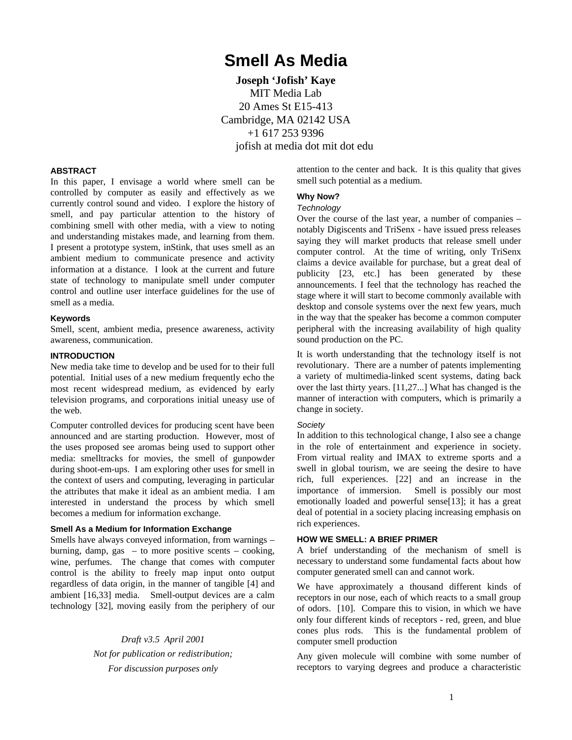# Smell As Media

**Joseph 'Jofish' Kaye**
MIT Media Lab
20 Ames St E15-413
Cambridge, MA 02142 USA
+1 617 253 9396
jofish at media dot mit dot edu

## ABSTRACT

In this paper, I envisage a world where smell can be controlled by computer as easily and effectively as we currently control sound and video. I explore the history of smell, and pay particular attention to the history of combining smell with other media, with a view to noting and understanding mistakes made, and learning from them. I present a prototype system, inStink, that uses smell as an ambient medium to communicate presence and activity information at a distance. I look at the current and future state of technology to manipulate smell under computer control and outline user interface guidelines for the use of smell as a media.

### Keywords

Smell, scent, ambient media, presence awareness, activity awareness, communication.

## INTRODUCTION

New media take time to develop and be used for to their full potential. Initial uses of a new medium frequently echo the most recent widespread medium, as evidenced by early television programs, and corporations initial uneasy use of the web.

Computer controlled devices for producing scent have been announced and are starting production. However, most of the uses proposed see aromas being used to support other media: smelltracks for movies, the smell of gunpowder during shoot-em-ups. I am exploring other uses for smell in the context of users and computing, leveraging in particular the attributes that make it ideal as an ambient media. I am interested in understand the process by which smell becomes a medium for information exchange.

### Smell As a Medium for Information Exchange

Smells have always conveyed information, from warnings – burning, damp, gas – to more positive scents – cooking, wine, perfumes. The change that comes with computer control is the ability to freely map input onto output regardless of data origin, in the manner of tangible [4] and ambient [16,33] media. Smell-output devices are a calm technology [32], moving easily from the periphery of our attention to the center and back. It is this quality that gives smell such potential as a medium.

*Draft v3.5 April 2001*
*Not for publication or redistribution;*
*For discussion purposes only*

### Why Now?

*Technology*

Over the course of the last year, a number of companies – notably Digiscents and TriSenx - have issued press releases saying they will market products that release smell under computer control. At the time of writing, only TriSenx claims a device available for purchase, but a great deal of publicity [23, etc.] has been generated by these announcements. I feel that the technology has reached the stage where it will start to become commonly available with desktop and console systems over the next few years, much in the way that the speaker has become a common computer peripheral with the increasing availability of high quality sound production on the PC.

It is worth understanding that the technology itself is not revolutionary. There are a number of patents implementing a variety of multimedia-linked scent systems, dating back over the last thirty years. [11,27...] What has changed is the manner of interaction with computers, which is primarily a change in society.

*Society*

In addition to this technological change, I also see a change in the role of entertainment and experience in society. From virtual reality and IMAX to extreme sports and a swell in global tourism, we are seeing the desire to have rich, full experiences. [22] and an increase in the importance of immersion. Smell is possibly our most emotionally loaded and powerful sense[13]; it has a great deal of potential in a society placing increasing emphasis on rich experiences.

## HOW WE SMELL: A BRIEF PRIMER

A brief understanding of the mechanism of smell is necessary to understand some fundamental facts about how computer generated smell can and cannot work.

We have approximately a thousand different kinds of receptors in our nose, each of which reacts to a small group of odors. [10]. Compare this to vision, in which we have only four different kinds of receptors - red, green, and blue cones plus rods. This is the fundamental problem of computer smell production

Any given molecule will combine with some number of receptors to varying degrees and produce a characteristic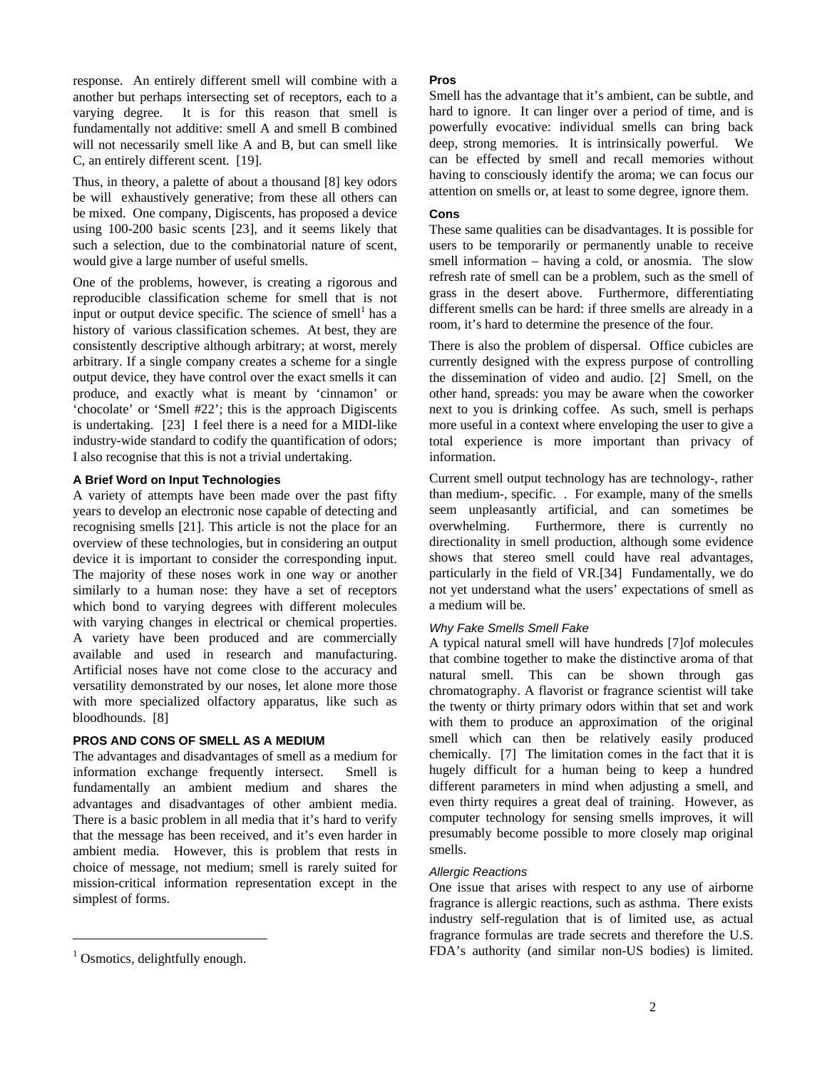response. An entirely different smell will combine with a another but perhaps intersecting set of receptors, each to a varying degree. It is for this reason that smell is fundamentally not additive: smell A and smell B combined will not necessarily smell like A and B, but can smell like C, an entirely different scent. [19].

Thus, in theory, a palette of about a thousand [8] key odors be will exhaustively generative; from these all others can be mixed. One company, Digiscents, has proposed a device using 100-200 basic scents [23], and it seems likely that such a selection, due to the combinatorial nature of scent, would give a large number of useful smells.

One of the problems, however, is creating a rigorous and reproducible classification scheme for smell that is not input or output device specific. The science of smell[1] has a history of various classification schemes. At best, they are consistently descriptive although arbitrary; at worst, merely arbitrary. If a single company creates a scheme for a single output device, they have control over the exact smells it can produce, and exactly what is meant by 'cinnamon' or 'chocolate' or 'Smell #22'; this is the approach Digiscents is undertaking. [23] I feel there is a need for a MIDI-like industry-wide standard to codify the quantification of odors; I also recognise that this is not a trivial undertaking.

### A Brief Word on Input Technologies

A variety of attempts have been made over the past fifty years to develop an electronic nose capable of detecting and recognising smells [21]. This article is not the place for an overview of these technologies, but in considering an output device it is important to consider the corresponding input. The majority of these noses work in one way or another similarly to a human nose: they have a set of receptors which bond to varying degrees with different molecules with varying changes in electrical or chemical properties. A variety have been produced and are commercially available and used in research and manufacturing. Artificial noses have not come close to the accuracy and versatility demonstrated by our noses, let alone more those with more specialized olfactory apparatus, like such as bloodhounds. [8]

## PROS AND CONS OF SMELL AS A MEDIUM

The advantages and disadvantages of smell as a medium for information exchange frequently intersect. Smell is fundamentally an ambient medium and shares the advantages and disadvantages of other ambient media. There is a basic problem in all media that it's hard to verify that the message has been received, and it's even harder in ambient media. However, this is problem that rests in choice of message, not medium; smell is rarely suited for mission-critical information representation except in the simplest of forms.

### Pros

Smell has the advantage that it's ambient, can be subtle, and hard to ignore. It can linger over a period of time, and is powerfully evocative: individual smells can bring back deep, strong memories. It is intrinsically powerful. We can be effected by smell and recall memories without having to consciously identify the aroma; we can focus our attention on smells or, at least to some degree, ignore them.

### Cons

These same qualities can be disadvantages. It is possible for users to be temporarily or permanently unable to receive smell information – having a cold, or anosmia. The slow refresh rate of smell can be a problem, such as the smell of grass in the desert above. Furthermore, differentiating different smells can be hard: if three smells are already in a room, it's hard to determine the presence of the four.

There is also the problem of dispersal. Office cubicles are currently designed with the express purpose of controlling the dissemination of video and audio. [2] Smell, on the other hand, spreads: you may be aware when the coworker next to you is drinking coffee. As such, smell is perhaps more useful in a context where enveloping the user to give a total experience is more important than privacy of information.

Current smell output technology has are technology-, rather than medium-, specific. . For example, many of the smells seem unpleasantly artificial, and can sometimes be overwhelming. Furthermore, there is currently no directionality in smell production, although some evidence shows that stereo smell could have real advantages, particularly in the field of VR.[34] Fundamentally, we do not yet understand what the users' expectations of smell as a medium will be.

#### *Why Fake Smells Smell Fake*

A typical natural smell will have hundreds [7]of molecules that combine together to make the distinctive aroma of that natural smell. This can be shown through gas chromatography. A flavorist or fragrance scientist will take the twenty or thirty primary odors within that set and work with them to produce an approximation of the original smell which can then be relatively easily produced chemically. [7] The limitation comes in the fact that it is hugely difficult for a human being to keep a hundred different parameters in mind when adjusting a smell, and even thirty requires a great deal of training. However, as computer technology for sensing smells improves, it will presumably become possible to more closely map original smells.

#### *Allergic Reactions*

One issue that arises with respect to any use of airborne fragrance is allergic reactions, such as asthma. There exists industry self-regulation that is of limited use, as actual fragrance formulas are trade secrets and therefore the U.S. FDA's authority (and similar non-US bodies) is limited.

---

[1] Osmotics, delightfully enough.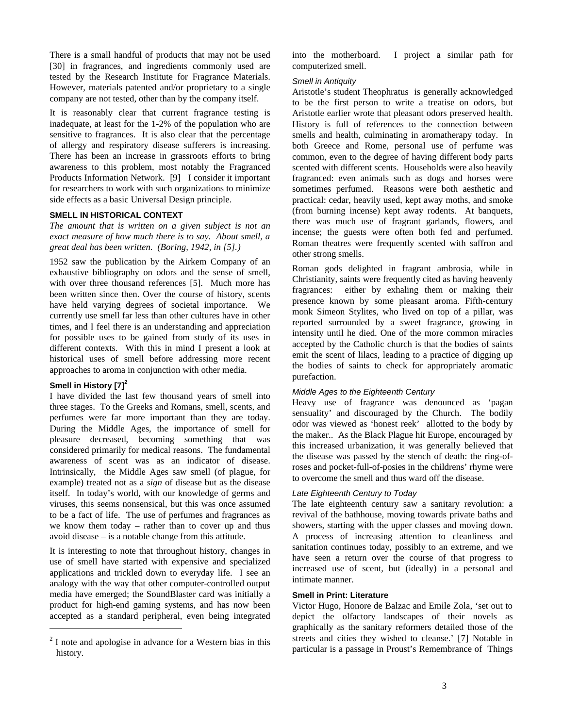There is a small handful of products that may not be used [30] in fragrances, and ingredients commonly used are tested by the Research Institute for Fragrance Materials. However, materials patented and/or proprietary to a single company are not tested, other than by the company itself.

It is reasonably clear that current fragrance testing is inadequate, at least for the 1-2% of the population who are sensitive to fragrances. It is also clear that the percentage of allergy and respiratory disease sufferers is increasing. There has been an increase in grassroots efforts to bring awareness to this problem, most notably the Fragranced Products Information Network. [9] I consider it important for researchers to work with such organizations to minimize side effects as a basic Universal Design principle.

## SMELL IN HISTORICAL CONTEXT

*The amount that is written on a given subject is not an exact measure of how much there is to say. About smell, a great deal has been written. (Boring, 1942, in [5].)*

1952 saw the publication by the Airkem Company of an exhaustive bibliography on odors and the sense of smell, with over three thousand references [5]. Much more has been written since then. Over the course of history, scents have held varying degrees of societal importance. We currently use smell far less than other cultures have in other times, and I feel there is an understanding and appreciation for possible uses to be gained from study of its uses in different contexts. With this in mind I present a look at historical uses of smell before addressing more recent approaches to aroma in conjunction with other media.

### Smell in History [7][2]

I have divided the last few thousand years of smell into three stages. To the Greeks and Romans, smell, scents, and perfumes were far more important than they are today. During the Middle Ages, the importance of smell for pleasure decreased, becoming something that was considered primarily for medical reasons. The fundamental awareness of scent was as an indicator of disease. Intrinsically, the Middle Ages saw smell (of plague, for example) treated not as a *sign* of disease but as the disease itself. In today's world, with our knowledge of germs and viruses, this seems nonsensical, but this was once assumed to be a fact of life. The use of perfumes and fragrances as we know them today – rather than to cover up and thus avoid disease – is a notable change from this attitude.

It is interesting to note that throughout history, changes in use of smell have started with expensive and specialized applications and trickled down to everyday life. I see an analogy with the way that other computer-controlled output media have emerged; the SoundBlaster card was initially a product for high-end gaming systems, and has now been accepted as a standard peripheral, even being integrated into the motherboard. I project a similar path for computerized smell.

#### Smell in Antiquity

Aristotle's student Theophratus is generally acknowledged to be the first person to write a treatise on odors, but Aristotle earlier wrote that pleasant odors preserved health. History is full of references to the connection between smells and health, culminating in aromatherapy today. In both Greece and Rome, personal use of perfume was common, even to the degree of having different body parts scented with different scents. Households were also heavily fragranced: even animals such as dogs and horses were sometimes perfumed. Reasons were both aesthetic and practical: cedar, heavily used, kept away moths, and smoke (from burning incense) kept away rodents. At banquets, there was much use of fragrant garlands, flowers, and incense; the guests were often both fed and perfumed. Roman theatres were frequently scented with saffron and other strong smells.

Roman gods delighted in fragrant ambrosia, while in Christianity, saints were frequently cited as having heavenly fragrances: either by exhaling them or making their presence known by some pleasant aroma. Fifth-century monk Simeon Stylites, who lived on top of a pillar, was reported surrounded by a sweet fragrance, growing in intensity until he died. One of the more common miracles accepted by the Catholic church is that the bodies of saints emit the scent of lilacs, leading to a practice of digging up the bodies of saints to check for appropriately aromatic purefaction.

#### Middle Ages to the Eighteenth Century

Heavy use of fragrance was denounced as 'pagan sensuality' and discouraged by the Church. The bodily odor was viewed as 'honest reek' allotted to the body by the maker.. As the Black Plague hit Europe, encouraged by this increased urbanization, it was generally believed that the disease was passed by the stench of death: the ring-of-roses and pocket-full-of-posies in the childrens' rhyme were to overcome the smell and thus ward off the disease.

#### Late Eighteenth Century to Today

The late eighteenth century saw a sanitary revolution: a revival of the bathhouse, moving towards private baths and showers, starting with the upper classes and moving down. A process of increasing attention to cleanliness and sanitation continues today, possibly to an extreme, and we have seen a return over the course of that progress to increased use of scent, but (ideally) in a personal and intimate manner.

### Smell in Print: Literature

Victor Hugo, Honore de Balzac and Emile Zola, 'set out to depict the olfactory landscapes of their novels as graphically as the sanitary reformers detailed those of the streets and cities they wished to cleanse.' [7] Notable in particular is a passage in Proust's Remembrance of Things

[2] I note and apologise in advance for a Western bias in this history.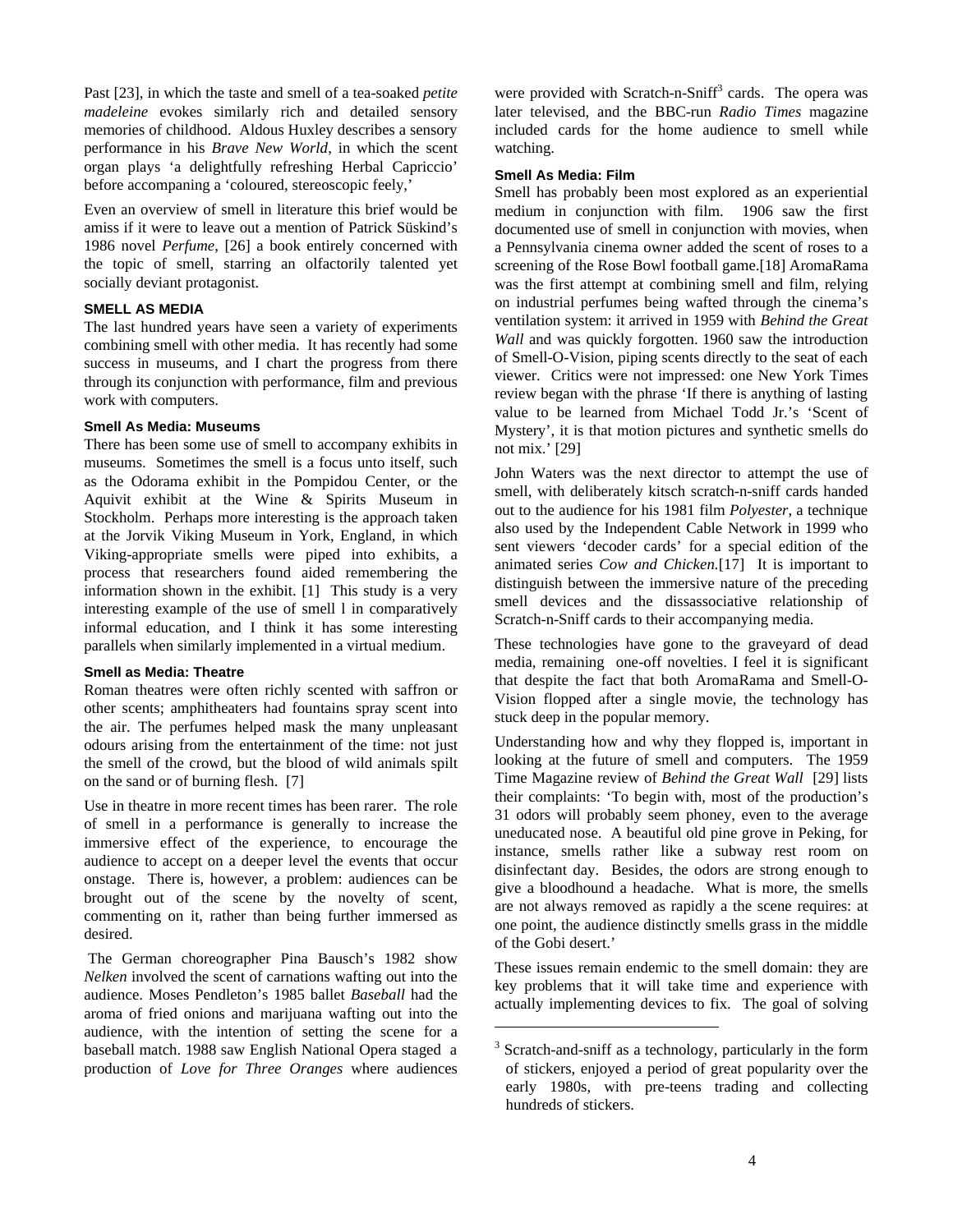Past [23], in which the taste and smell of a tea-soaked *petite madeleine* evokes similarly rich and detailed sensory memories of childhood. Aldous Huxley describes a sensory performance in his *Brave New World*, in which the scent organ plays 'a delightfully refreshing Herbal Capriccio' before accompaning a 'coloured, stereoscopic feely,'

Even an overview of smell in literature this brief would be amiss if it were to leave out a mention of Patrick Süskind's 1986 novel *Perfume*, [26] a book entirely concerned with the topic of smell, starring an olfactorily talented yet socially deviant protagonist.

## SMELL AS MEDIA

The last hundred years have seen a variety of experiments combining smell with other media. It has recently had some success in museums, and I chart the progress from there through its conjunction with performance, film and previous work with computers.

### Smell As Media: Museums

There has been some use of smell to accompany exhibits in museums. Sometimes the smell is a focus unto itself, such as the Odorama exhibit in the Pompidou Center, or the Aquivit exhibit at the Wine & Spirits Museum in Stockholm. Perhaps more interesting is the approach taken at the Jorvik Viking Museum in York, England, in which Viking-appropriate smells were piped into exhibits, a process that researchers found aided remembering the information shown in the exhibit. [1] This study is a very interesting example of the use of smell l in comparatively informal education, and I think it has some interesting parallels when similarly implemented in a virtual medium.

### Smell as Media: Theatre

Roman theatres were often richly scented with saffron or other scents; amphitheaters had fountains spray scent into the air. The perfumes helped mask the many unpleasant odours arising from the entertainment of the time: not just the smell of the crowd, but the blood of wild animals spilt on the sand or of burning flesh. [7]

Use in theatre in more recent times has been rarer. The role of smell in a performance is generally to increase the immersive effect of the experience, to encourage the audience to accept on a deeper level the events that occur onstage. There is, however, a problem: audiences can be brought out of the scene by the novelty of scent, commenting on it, rather than being further immersed as desired.

The German choreographer Pina Bausch's 1982 show *Nelken* involved the scent of carnations wafting out into the audience. Moses Pendleton's 1985 ballet *Baseball* had the aroma of fried onions and marijuana wafting out into the audience, with the intention of setting the scene for a baseball match. 1988 saw English National Opera staged a production of *Love for Three Oranges* where audiences were provided with Scratch-n-Sniff[3] cards. The opera was later televised, and the BBC-run *Radio Times* magazine included cards for the home audience to smell while watching.

### Smell As Media: Film

Smell has probably been most explored as an experiential medium in conjunction with film. 1906 saw the first documented use of smell in conjunction with movies, when a Pennsylvania cinema owner added the scent of roses to a screening of the Rose Bowl football game.[18] AromaRama was the first attempt at combining smell and film, relying on industrial perfumes being wafted through the cinema's ventilation system: it arrived in 1959 with *Behind the Great Wall* and was quickly forgotten. 1960 saw the introduction of Smell-O-Vision, piping scents directly to the seat of each viewer. Critics were not impressed: one New York Times review began with the phrase 'If there is anything of lasting value to be learned from Michael Todd Jr.'s 'Scent of Mystery', it is that motion pictures and synthetic smells do not mix.' [29]

John Waters was the next director to attempt the use of smell, with deliberately kitsch scratch-n-sniff cards handed out to the audience for his 1981 film *Polyester*, a technique also used by the Independent Cable Network in 1999 who sent viewers 'decoder cards' for a special edition of the animated series *Cow and Chicken*.[17] It is important to distinguish between the immersive nature of the preceding smell devices and the dissassociative relationship of Scratch-n-Sniff cards to their accompanying media.

These technologies have gone to the graveyard of dead media, remaining one-off novelties. I feel it is significant that despite the fact that both AromaRama and Smell-O-Vision flopped after a single movie, the technology has stuck deep in the popular memory.

Understanding how and why they flopped is, important in looking at the future of smell and computers. The 1959 Time Magazine review of *Behind the Great Wall* [29] lists their complaints: 'To begin with, most of the production's 31 odors will probably seem phoney, even to the average uneducated nose. A beautiful old pine grove in Peking, for instance, smells rather like a subway rest room on disinfectant day. Besides, the odors are strong enough to give a bloodhound a headache. What is more, the smells are not always removed as rapidly a the scene requires: at one point, the audience distinctly smells grass in the middle of the Gobi desert.'

These issues remain endemic to the smell domain: they are key problems that it will take time and experience with actually implementing devices to fix. The goal of solving

[3] Scratch-and-sniff as a technology, particularly in the form of stickers, enjoyed a period of great popularity over the early 1980s, with pre-teens trading and collecting hundreds of stickers.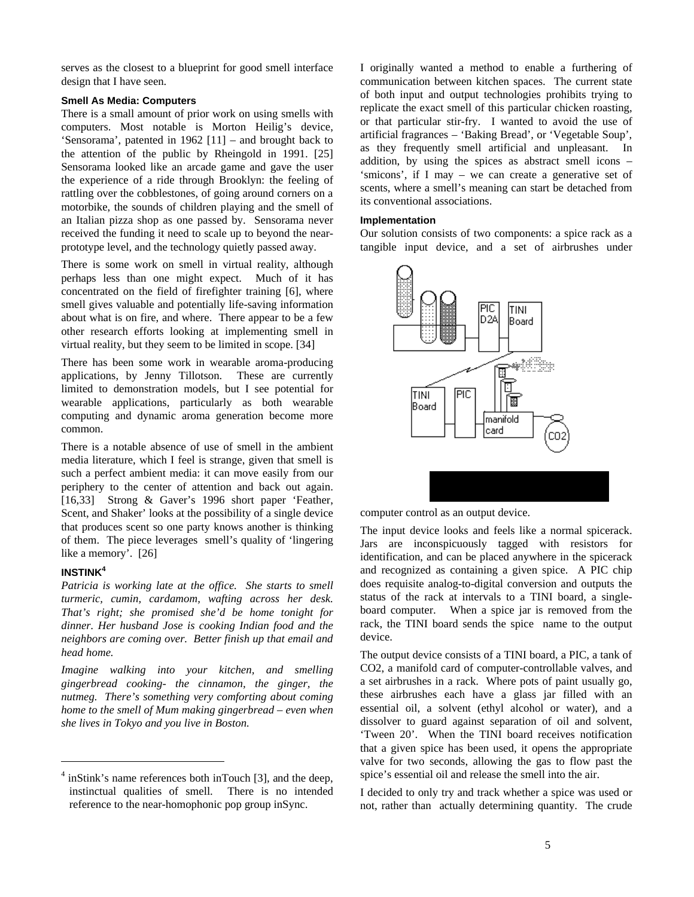serves as the closest to a blueprint for good smell interface design that I have seen.

### Smell As Media: Computers

There is a small amount of prior work on using smells with computers. Most notable is Morton Heilig's device, 'Sensorama', patented in 1962 [11] – and brought back to the attention of the public by Rheingold in 1991. [25] Sensorama looked like an arcade game and gave the user the experience of a ride through Brooklyn: the feeling of rattling over the cobblestones, of going around corners on a motorbike, the sounds of children playing and the smell of an Italian pizza shop as one passed by. Sensorama never received the funding it need to scale up to beyond the near-prototype level, and the technology quietly passed away.

There is some work on smell in virtual reality, although perhaps less than one might expect. Much of it has concentrated on the field of firefighter training [6], where smell gives valuable and potentially life-saving information about what is on fire, and where. There appear to be a few other research efforts looking at implementing smell in virtual reality, but they seem to be limited in scope. [34]

There has been some work in wearable aroma-producing applications, by Jenny Tillotson. These are currently limited to demonstration models, but I see potential for wearable applications, particularly as both wearable computing and dynamic aroma generation become more common.

There is a notable absence of use of smell in the ambient media literature, which I feel is strange, given that smell is such a perfect ambient media: it can move easily from our periphery to the center of attention and back out again. [16,33] Strong & Gaver's 1996 short paper 'Feather, Scent, and Shaker' looks at the possibility of a single device that produces scent so one party knows another is thinking of them. The piece leverages smell's quality of 'lingering like a memory'. [26]

## INSTINK[4]

*Patricia is working late at the office. She starts to smell turmeric, cumin, cardamom, wafting across her desk. That's right; she promised she'd be home tonight for dinner. Her husband Jose is cooking Indian food and the neighbors are coming over. Better finish up that email and head home.*

*Imagine walking into your kitchen, and smelling gingerbread cooking- the cinnamon, the ginger, the nutmeg. There's something very comforting about coming home to the smell of Mum making gingerbread – even when she lives in Tokyo and you live in Boston.*

I originally wanted a method to enable a furthering of communication between kitchen spaces. The current state of both input and output technologies prohibits trying to replicate the exact smell of this particular chicken roasting, or that particular stir-fry. I wanted to avoid the use of artificial fragrances – 'Baking Bread', or 'Vegetable Soup', as they frequently smell artificial and unpleasant. In addition, by using the spices as abstract smell icons – 'smicons', if I may – we can create a generative set of scents, where a smell's meaning can start be detached from its conventional associations.

### Implementation

Our solution consists of two components: a spice rack as a tangible input device, and a set of airbrushes under computer control as an output device.

PIC D2A
TINI Board
TINI Board
PIC
manifold card
CO2

The input device looks and feels like a normal spicerack. Jars are inconspicuously tagged with resistors for identification, and can be placed anywhere in the spicerack and recognized as containing a given spice. A PIC chip does requisite analog-to-digital conversion and outputs the status of the rack at intervals to a TINI board, a single-board computer. When a spice jar is removed from the rack, the TINI board sends the spice name to the output device.

The output device consists of a TINI board, a PIC, a tank of CO2, a manifold card of computer-controllable valves, and a set airbrushes in a rack. Where pots of paint usually go, these airbrushes each have a glass jar filled with an essential oil, a solvent (ethyl alcohol or water), and a dissolver to guard against separation of oil and solvent, 'Tween 20'. When the TINI board receives notification that a given spice has been used, it opens the appropriate valve for two seconds, allowing the gas to flow past the spice's essential oil and release the smell into the air.

I decided to only try and track whether a spice was used or not, rather than actually determining quantity. The crude

---

[4] inStink's name references both inTouch [3], and the deep, instinctual qualities of smell. There is no intended reference to the near-homophonic pop group inSync.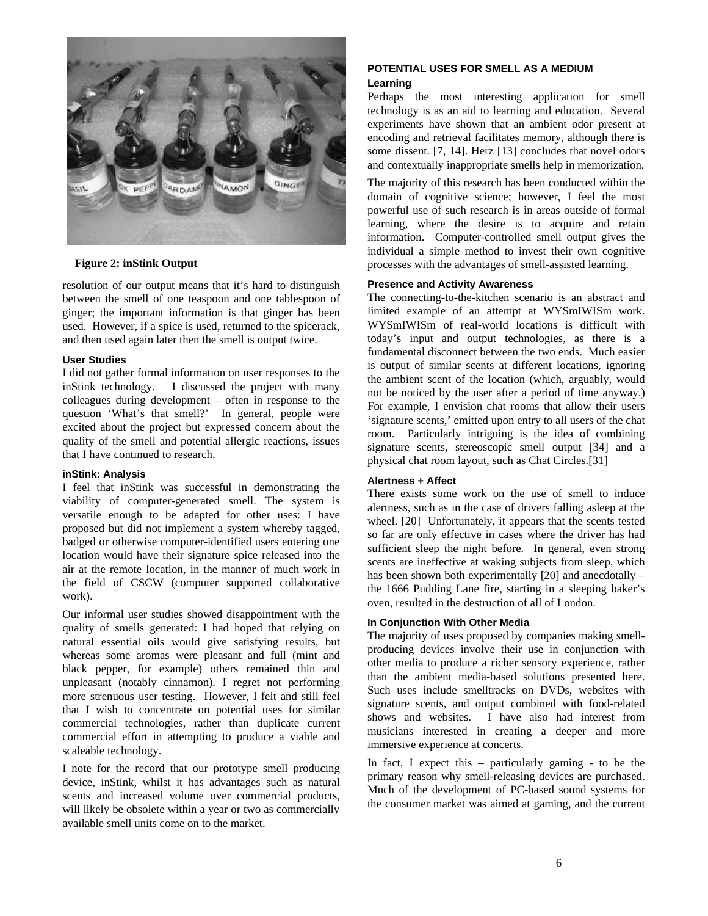**Figure 2: inStink Output**

resolution of our output means that it's hard to distinguish between the smell of one teaspoon and one tablespoon of ginger; the important information is that ginger has been used. However, if a spice is used, returned to the spicerack, and then used again later then the smell is output twice.

#### User Studies

I did not gather formal information on user responses to the inStink technology. I discussed the project with many colleagues during development – often in response to the question 'What's that smell?' In general, people were excited about the project but expressed concern about the quality of the smell and potential allergic reactions, issues that I have continued to research.

#### inStink: Analysis

I feel that inStink was successful in demonstrating the viability of computer-generated smell. The system is versatile enough to be adapted for other uses: I have proposed but did not implement a system whereby tagged, badged or otherwise computer-identified users entering one location would have their signature spice released into the air at the remote location, in the manner of much work in the field of CSCW (computer supported collaborative work).

Our informal user studies showed disappointment with the quality of smells generated: I had hoped that relying on natural essential oils would give satisfying results, but whereas some aromas were pleasant and full (mint and black pepper, for example) others remained thin and unpleasant (notably cinnamon). I regret not performing more strenuous user testing. However, I felt and still feel that I wish to concentrate on potential uses for similar commercial technologies, rather than duplicate current commercial effort in attempting to produce a viable and scaleable technology.

I note for the record that our prototype smell producing device, inStink, whilst it has advantages such as natural scents and increased volume over commercial products, will likely be obsolete within a year or two as commercially available smell units come on to the market.

## POTENTIAL USES FOR SMELL AS A MEDIUM

### Learning

Perhaps the most interesting application for smell technology is as an aid to learning and education. Several experiments have shown that an ambient odor present at encoding and retrieval facilitates memory, although there is some dissent. [7, 14]. Herz [13] concludes that novel odors and contextually inappropriate smells help in memorization.

The majority of this research has been conducted within the domain of cognitive science; however, I feel the most powerful use of such research is in areas outside of formal learning, where the desire is to acquire and retain information. Computer-controlled smell output gives the individual a simple method to invest their own cognitive processes with the advantages of smell-assisted learning.

#### Presence and Activity Awareness

The connecting-to-the-kitchen scenario is an abstract and limited example of an attempt at WYSmIWISm work. WYSmIWISm of real-world locations is difficult with today's input and output technologies, as there is a fundamental disconnect between the two ends. Much easier is output of similar scents at different locations, ignoring the ambient scent of the location (which, arguably, would not be noticed by the user after a period of time anyway.) For example, I envision chat rooms that allow their users 'signature scents,' emitted upon entry to all users of the chat room. Particularly intriguing is the idea of combining signature scents, stereoscopic smell output [34] and a physical chat room layout, such as Chat Circles.[31]

#### Alertness + Affect

There exists some work on the use of smell to induce alertness, such as in the case of drivers falling asleep at the wheel. [20] Unfortunately, it appears that the scents tested so far are only effective in cases where the driver has had sufficient sleep the night before. In general, even strong scents are ineffective at waking subjects from sleep, which has been shown both experimentally [20] and anecdotally – the 1666 Pudding Lane fire, starting in a sleeping baker's oven, resulted in the destruction of all of London.

#### In Conjunction With Other Media

The majority of uses proposed by companies making smell-producing devices involve their use in conjunction with other media to produce a richer sensory experience, rather than the ambient media-based solutions presented here. Such uses include smelltracks on DVDs, websites with signature scents, and output combined with food-related shows and websites. I have also had interest from musicians interested in creating a deeper and more immersive experience at concerts.

In fact, I expect this – particularly gaming - to be the primary reason why smell-releasing devices are purchased. Much of the development of PC-based sound systems for the consumer market was aimed at gaming, and the current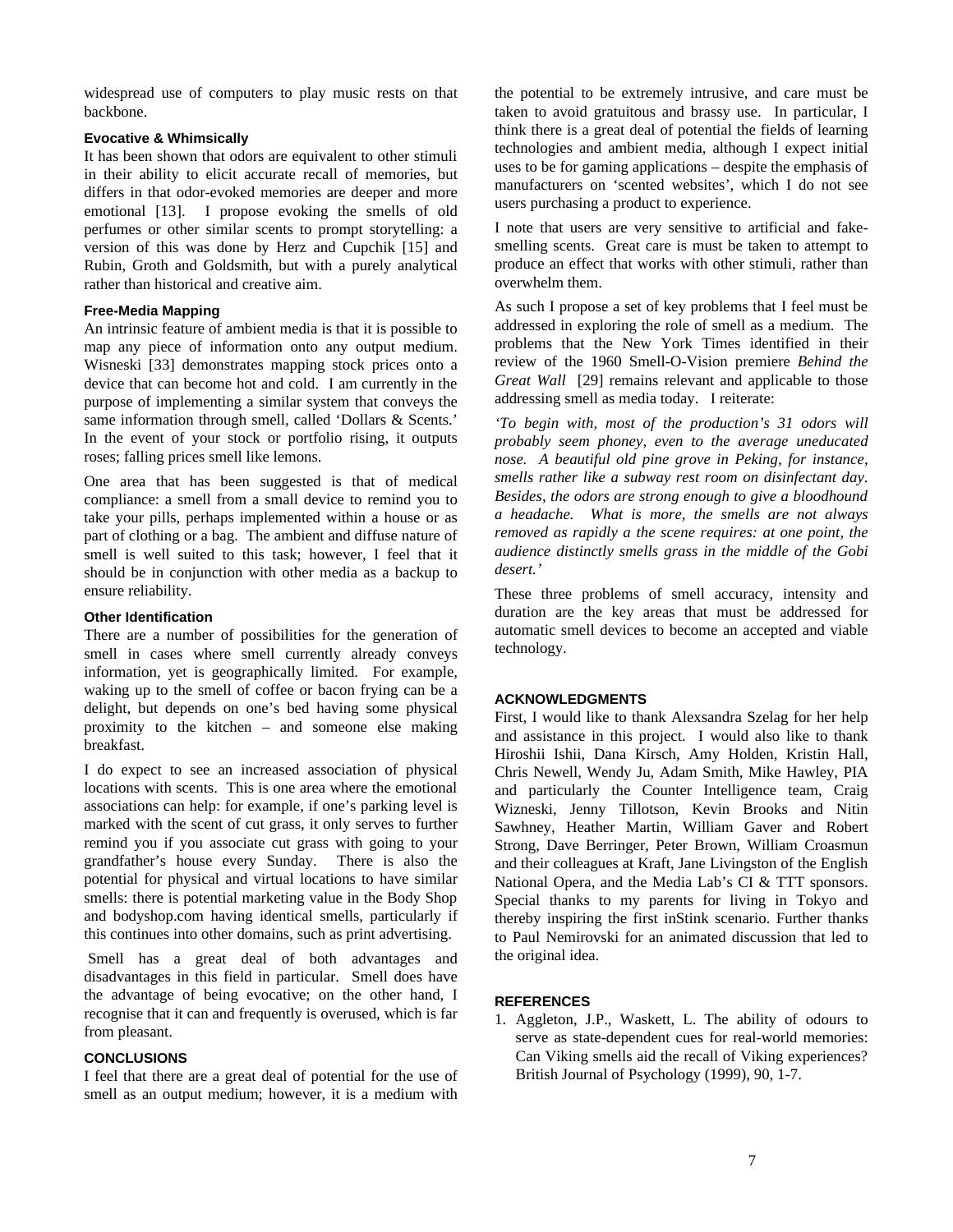widespread use of computers to play music rests on that backbone.

### Evocative & Whimsically

It has been shown that odors are equivalent to other stimuli in their ability to elicit accurate recall of memories, but differs in that odor-evoked memories are deeper and more emotional [13]. I propose evoking the smells of old perfumes or other similar scents to prompt storytelling: a version of this was done by Herz and Cupchik [15] and Rubin, Groth and Goldsmith, but with a purely analytical rather than historical and creative aim.

### Free-Media Mapping

An intrinsic feature of ambient media is that it is possible to map any piece of information onto any output medium. Wisneski [33] demonstrates mapping stock prices onto a device that can become hot and cold. I am currently in the purpose of implementing a similar system that conveys the same information through smell, called 'Dollars & Scents.' In the event of your stock or portfolio rising, it outputs roses; falling prices smell like lemons.

One area that has been suggested is that of medical compliance: a smell from a small device to remind you to take your pills, perhaps implemented within a house or as part of clothing or a bag. The ambient and diffuse nature of smell is well suited to this task; however, I feel that it should be in conjunction with other media as a backup to ensure reliability.

### Other Identification

There are a number of possibilities for the generation of smell in cases where smell currently already conveys information, yet is geographically limited. For example, waking up to the smell of coffee or bacon frying can be a delight, but depends on one's bed having some physical proximity to the kitchen – and someone else making breakfast.

I do expect to see an increased association of physical locations with scents. This is one area where the emotional associations can help: for example, if one's parking level is marked with the scent of cut grass, it only serves to further remind you if you associate cut grass with going to your grandfather's house every Sunday. There is also the potential for physical and virtual locations to have similar smells: there is potential marketing value in the Body Shop and bodyshop.com having identical smells, particularly if this continues into other domains, such as print advertising.

Smell has a great deal of both advantages and disadvantages in this field in particular. Smell does have the advantage of being evocative; on the other hand, I recognise that it can and frequently is overused, which is far from pleasant.

## CONCLUSIONS

I feel that there are a great deal of potential for the use of smell as an output medium; however, it is a medium with the potential to be extremely intrusive, and care must be taken to avoid gratuitous and brassy use. In particular, I think there is a great deal of potential the fields of learning technologies and ambient media, although I expect initial uses to be for gaming applications – despite the emphasis of manufacturers on 'scented websites', which I do not see users purchasing a product to experience.

I note that users are very sensitive to artificial and fake-smelling scents. Great care is must be taken to attempt to produce an effect that works with other stimuli, rather than overwhelm them.

As such I propose a set of key problems that I feel must be addressed in exploring the role of smell as a medium. The problems that the New York Times identified in their review of the 1960 Smell-O-Vision premiere *Behind the Great Wall* [29] remains relevant and applicable to those addressing smell as media today. I reiterate:

*'To begin with, most of the production's 31 odors will probably seem phoney, even to the average uneducated nose. A beautiful old pine grove in Peking, for instance, smells rather like a subway rest room on disinfectant day. Besides, the odors are strong enough to give a bloodhound a headache. What is more, the smells are not always removed as rapidly a the scene requires: at one point, the audience distinctly smells grass in the middle of the Gobi desert.'*

These three problems of smell accuracy, intensity and duration are the key areas that must be addressed for automatic smell devices to become an accepted and viable technology.

## ACKNOWLEDGMENTS

First, I would like to thank Alexsandra Szelag for her help and assistance in this project. I would also like to thank Hiroshii Ishii, Dana Kirsch, Amy Holden, Kristin Hall, Chris Newell, Wendy Ju, Adam Smith, Mike Hawley, PIA and particularly the Counter Intelligence team, Craig Wizneski, Jenny Tillotson, Kevin Brooks and Nitin Sawhney, Heather Martin, William Gaver and Robert Strong, Dave Berringer, Peter Brown, William Croasmun and their colleagues at Kraft, Jane Livingston of the English National Opera, and the Media Lab's CI & TTT sponsors. Special thanks to my parents for living in Tokyo and thereby inspiring the first inStink scenario. Further thanks to Paul Nemirovski for an animated discussion that led to the original idea.

## REFERENCES

1. Aggleton, J.P., Waskett, L. The ability of odours to serve as state-dependent cues for real-world memories: Can Viking smells aid the recall of Viking experiences? British Journal of Psychology (1999), 90, 1-7.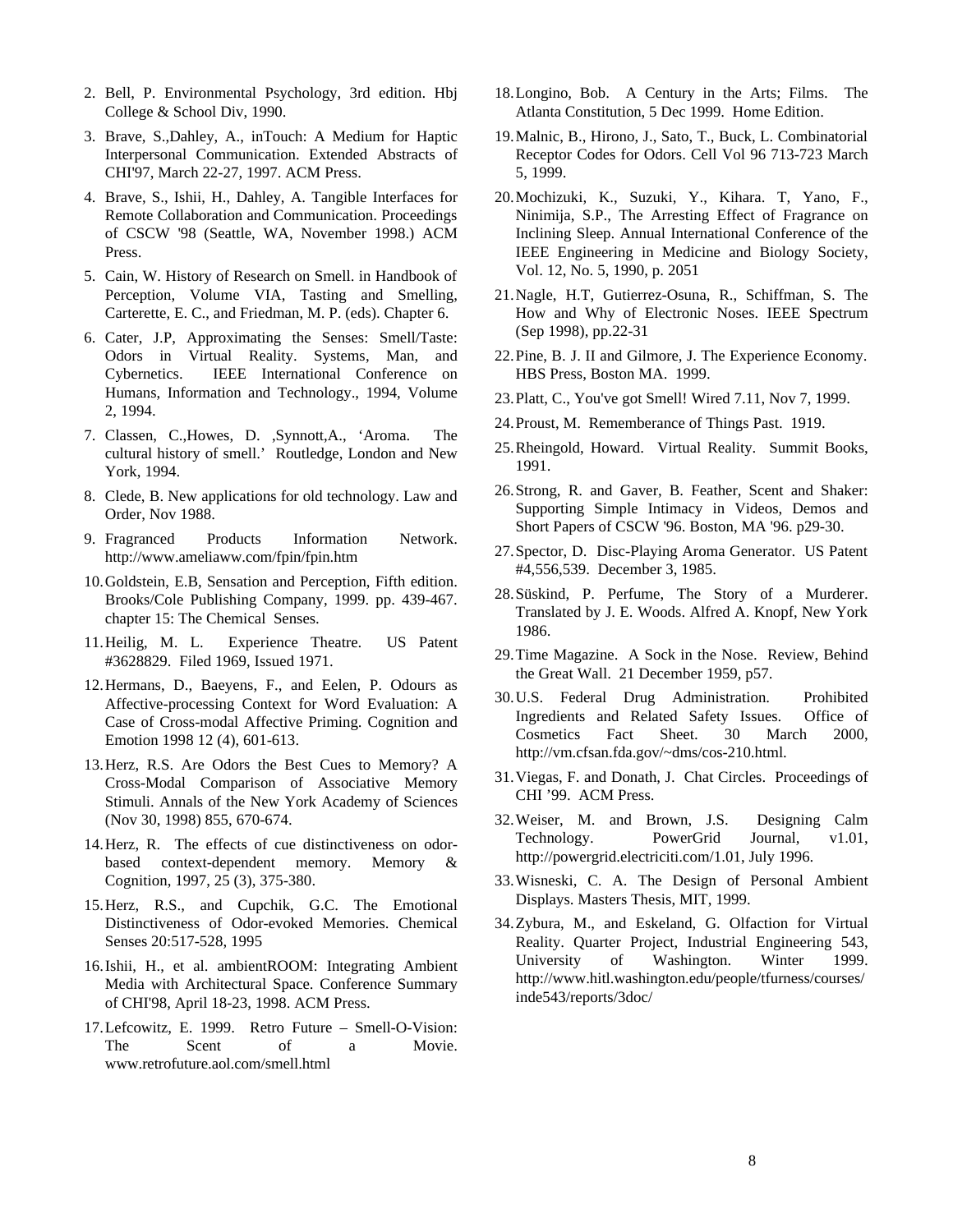2. Bell, P. Environmental Psychology, 3rd edition. Hbj College & School Div, 1990.
3. Brave, S.,Dahley, A., inTouch: A Medium for Haptic Interpersonal Communication. Extended Abstracts of CHI'97, March 22-27, 1997. ACM Press.
4. Brave, S., Ishii, H., Dahley, A. Tangible Interfaces for Remote Collaboration and Communication. Proceedings of CSCW '98 (Seattle, WA, November 1998.) ACM Press.
5. Cain, W. History of Research on Smell. in Handbook of Perception, Volume VIA, Tasting and Smelling, Carterette, E. C., and Friedman, M. P. (eds). Chapter 6.
6. Cater, J.P, Approximating the Senses: Smell/Taste: Odors in Virtual Reality. Systems, Man, and Cybernetics. IEEE International Conference on Humans, Information and Technology., 1994, Volume 2, 1994.
7. Classen, C.,Howes, D. ,Synnott,A., 'Aroma. The cultural history of smell.' Routledge, London and New York, 1994.
8. Clede, B. New applications for old technology. Law and Order, Nov 1988.
9. Fragranced Products Information Network. http://www.ameliaww.com/fpin/fpin.htm
10. Goldstein, E.B, Sensation and Perception, Fifth edition. Brooks/Cole Publishing Company, 1999. pp. 439-467. chapter 15: The Chemical Senses.
11. Heilig, M. L. Experience Theatre. US Patent #3628829. Filed 1969, Issued 1971.
12. Hermans, D., Baeyens, F., and Eelen, P. Odours as Affective-processing Context for Word Evaluation: A Case of Cross-modal Affective Priming. Cognition and Emotion 1998 12 (4), 601-613.
13. Herz, R.S. Are Odors the Best Cues to Memory? A Cross-Modal Comparison of Associative Memory Stimuli. Annals of the New York Academy of Sciences (Nov 30, 1998) 855, 670-674.
14. Herz, R. The effects of cue distinctiveness on odor-based context-dependent memory. Memory & Cognition, 1997, 25 (3), 375-380.
15. Herz, R.S., and Cupchik, G.C. The Emotional Distinctiveness of Odor-evoked Memories. Chemical Senses 20:517-528, 1995
16. Ishii, H., et al. ambientROOM: Integrating Ambient Media with Architectural Space. Conference Summary of CHI'98, April 18-23, 1998. ACM Press.
17. Lefcowitz, E. 1999. Retro Future – Smell-O-Vision: The Scent of a Movie. www.retrofuture.aol.com/smell.html
18. Longino, Bob. A Century in the Arts; Films. The Atlanta Constitution, 5 Dec 1999. Home Edition.
19. Malnic, B., Hirono, J., Sato, T., Buck, L. Combinatorial Receptor Codes for Odors. Cell Vol 96 713-723 March 5, 1999.
20. Mochizuki, K., Suzuki, Y., Kihara. T, Yano, F., Ninimija, S.P., The Arresting Effect of Fragrance on Inclining Sleep. Annual International Conference of the IEEE Engineering in Medicine and Biology Society, Vol. 12, No. 5, 1990, p. 2051
21. Nagle, H.T, Gutierrez-Osuna, R., Schiffman, S. The How and Why of Electronic Noses. IEEE Spectrum (Sep 1998), pp.22-31
22. Pine, B. J. II and Gilmore, J. The Experience Economy. HBS Press, Boston MA. 1999.
23. Platt, C., You've got Smell! Wired 7.11, Nov 7, 1999.
24. Proust, M. Rememberance of Things Past. 1919.
25. Rheingold, Howard. Virtual Reality. Summit Books, 1991.
26. Strong, R. and Gaver, B. Feather, Scent and Shaker: Supporting Simple Intimacy in Videos, Demos and Short Papers of CSCW '96. Boston, MA '96. p29-30.
27. Spector, D. Disc-Playing Aroma Generator. US Patent #4,556,539. December 3, 1985.
28. Süskind, P. Perfume, The Story of a Murderer. Translated by J. E. Woods. Alfred A. Knopf, New York 1986.
29. Time Magazine. A Sock in the Nose. Review, Behind the Great Wall. 21 December 1959, p57.
30. U.S. Federal Drug Administration. Prohibited Ingredients and Related Safety Issues. Office of Cosmetics Fact Sheet. 30 March 2000, http://vm.cfsan.fda.gov/~dms/cos-210.html.
31. Viegas, F. and Donath, J. Chat Circles. Proceedings of CHI '99. ACM Press.
32. Weiser, M. and Brown, J.S. Designing Calm Technology. PowerGrid Journal, v1.01, http://powergrid.electriciti.com/1.01, July 1996.
33. Wisneski, C. A. The Design of Personal Ambient Displays. Masters Thesis, MIT, 1999.
34. Zybura, M., and Eskeland, G. Olfaction for Virtual Reality. Quarter Project, Industrial Engineering 543, University of Washington. Winter 1999. http://www.hitl.washington.edu/people/tfurness/courses/inde543/reports/3doc/